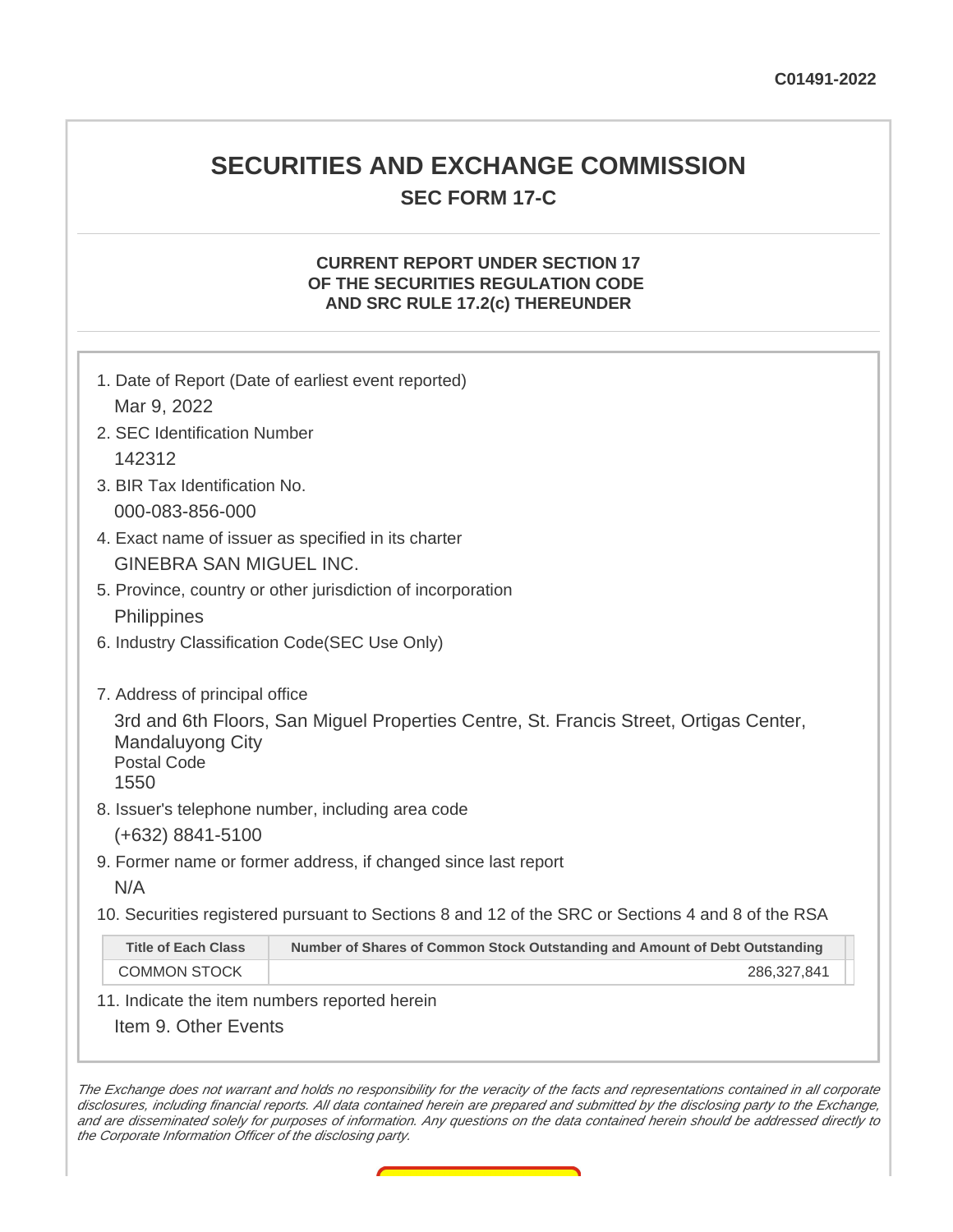C01491-2022

# SECURITIES AND EXCHANGE COMMISSION

## SEC FORM 17-C

### CURRENT REPORT UNDER SECTION 17 OF THE SECURITIES REGULATION CODE AND SRC RULE 17.2(c) THEREUNDER

1. Date of Report (Date of earliest event reported)

   Mar 9, 2022

2. SEC Identification Number

   142312

3. BIR Tax Identification No.

   000-083-856-000

4. Exact name of issuer as specified in its charter

   GINEBRA SAN MIGUEL INC.

5. Province, country or other jurisdiction of incorporation

   Philippines

6. Industry Classification Code(SEC Use Only)

7. Address of principal office

   3rd and 6th Floors, San Miguel Properties Centre, St. Francis Street, Ortigas Center, Mandaluyong City
   Postal Code
   1550

8. Issuer's telephone number, including area code

   (+632) 8841-5100

9. Former name or former address, if changed since last report

   N/A

10. Securities registered pursuant to Sections 8 and 12 of the SRC or Sections 4 and 8 of the RSA

| Title of Each Class | Number of Shares of Common Stock Outstanding and Amount of Debt Outstanding |
|---|---|
| COMMON STOCK | 286,327,841 |

11. Indicate the item numbers reported herein

    Item 9. Other Events

*The Exchange does not warrant and holds no responsibility for the veracity of the facts and representations contained in all corporate disclosures, including financial reports. All data contained herein are prepared and submitted by the disclosing party to the Exchange, and are disseminated solely for purposes of information. Any questions on the data contained herein should be addressed directly to the Corporate Information Officer of the disclosing party.*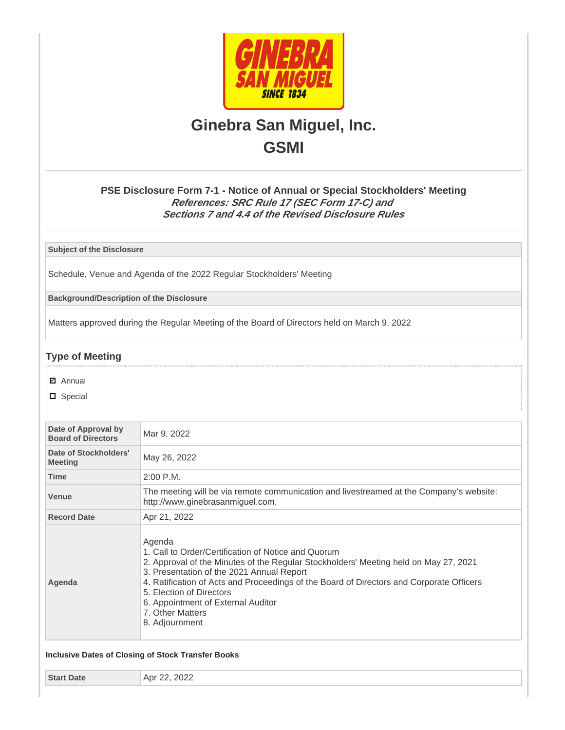# Ginebra San Miguel, Inc.
# GSMI

### PSE Disclosure Form 7-1 - Notice of Annual or Special Stockholders' Meeting
***References: SRC Rule 17 (SEC Form 17-C) and***
***Sections 7 and 4.4 of the Revised Disclosure Rules***

| | |
|---|---|
| **Subject of the Disclosure** | |
| Schedule, Venue and Agenda of the 2022 Regular Stockholders' Meeting | |
| **Background/Description of the Disclosure** | |
| Matters approved during the Regular Meeting of the Board of Directors held on March 9, 2022 | |

## Type of Meeting

- ☑ Annual
- ☐ Special

| | |
|---|---|
| **Date of Approval by Board of Directors** | Mar 9, 2022 |
| **Date of Stockholders' Meeting** | May 26, 2022 |
| **Time** | 2:00 P.M. |
| **Venue** | The meeting will be via remote communication and livestreamed at the Company's website: http://www.ginebrasanmiguel.com. |
| **Record Date** | Apr 21, 2022 |
| **Agenda** | Agenda<br>1. Call to Order/Certification of Notice and Quorum<br>2. Approval of the Minutes of the Regular Stockholders' Meeting held on May 27, 2021<br>3. Presentation of the 2021 Annual Report<br>4. Ratification of Acts and Proceedings of the Board of Directors and Corporate Officers<br>5. Election of Directors<br>6. Appointment of External Auditor<br>7. Other Matters<br>8. Adjournment |

**Inclusive Dates of Closing of Stock Transfer Books**

| | |
|---|---|
| **Start Date** | Apr 22, 2022 |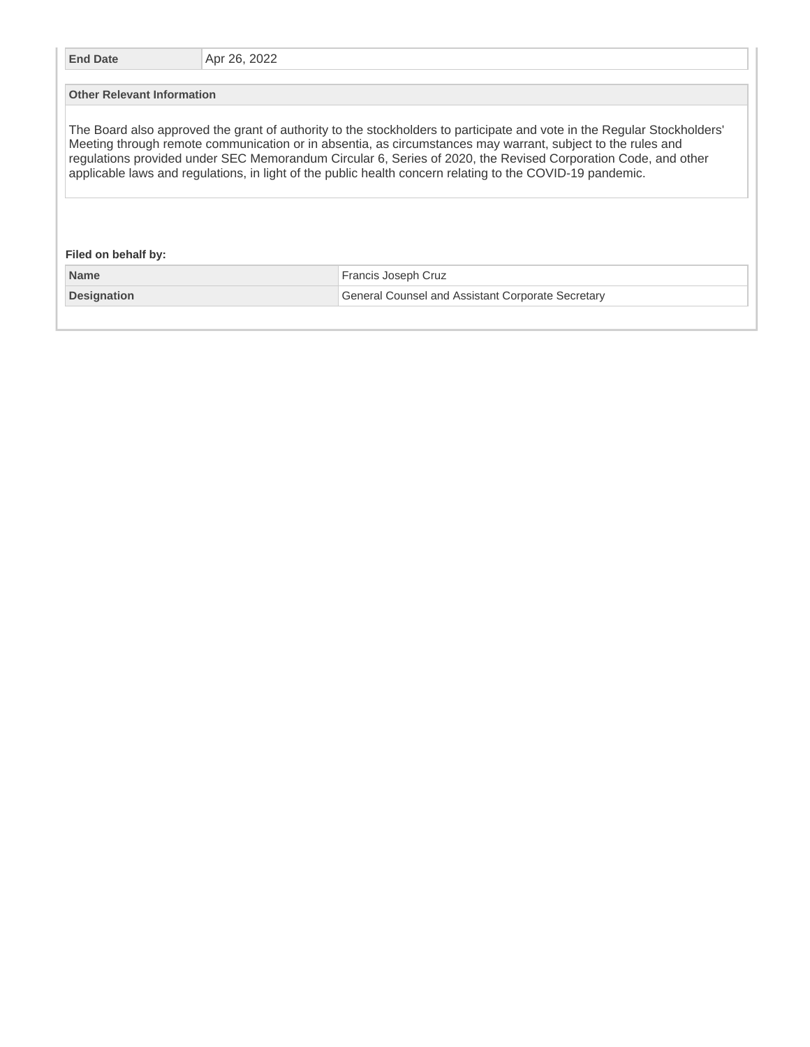| | |
|---|---|
| End Date | Apr 26, 2022 |

**Other Relevant Information**

The Board also approved the grant of authority to the stockholders to participate and vote in the Regular Stockholders' Meeting through remote communication or in absentia, as circumstances may warrant, subject to the rules and regulations provided under SEC Memorandum Circular 6, Series of 2020, the Revised Corporation Code, and other applicable laws and regulations, in light of the public health concern relating to the COVID-19 pandemic.

**Filed on behalf by:**

| | |
|---|---|
| Name | Francis Joseph Cruz |
| Designation | General Counsel and Assistant Corporate Secretary |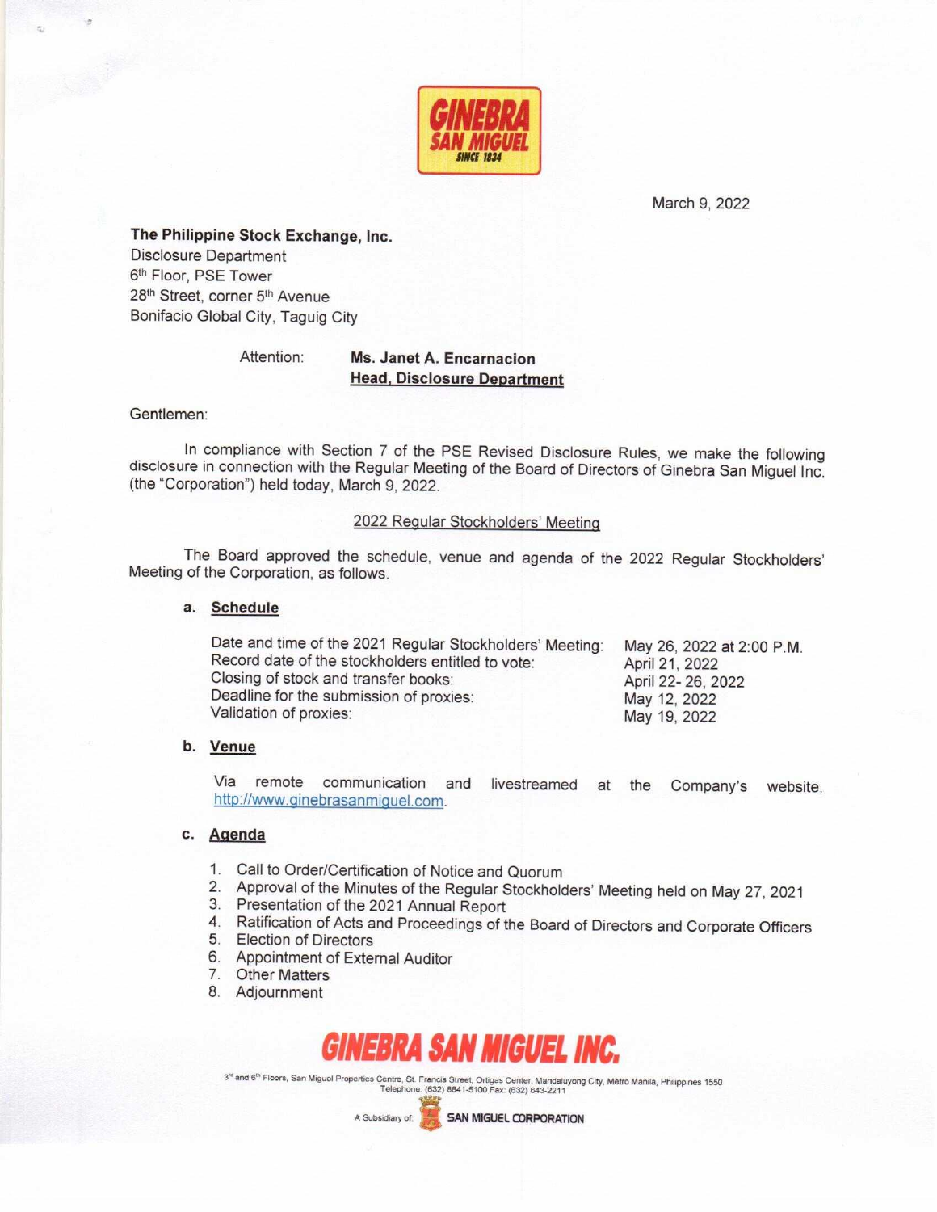GINEBRA SAN MIGUEL SINCE 1834

March 9, 2022

**The Philippine Stock Exchange, Inc.**
Disclosure Department
6th Floor, PSE Tower
28th Street, corner 5th Avenue
Bonifacio Global City, Taguig City

Attention: **Ms. Janet A. Encarnacion**
**Head, Disclosure Department**

Gentlemen:

In compliance with Section 7 of the PSE Revised Disclosure Rules, we make the following disclosure in connection with the Regular Meeting of the Board of Directors of Ginebra San Miguel Inc. (the "Corporation") held today, March 9, 2022.

2022 Regular Stockholders' Meeting

The Board approved the schedule, venue and agenda of the 2022 Regular Stockholders' Meeting of the Corporation, as follows.

**a. Schedule**

| | |
|---|---|
| Date and time of the 2021 Regular Stockholders' Meeting: | May 26, 2022 at 2:00 P.M. |
| Record date of the stockholders entitled to vote: | April 21, 2022 |
| Closing of stock and transfer books: | April 22- 26, 2022 |
| Deadline for the submission of proxies: | May 12, 2022 |
| Validation of proxies: | May 19, 2022 |

**b. Venue**

Via remote communication and livestreamed at the Company's website, http://www.ginebrasanmiguel.com.

**c. Agenda**

1. Call to Order/Certification of Notice and Quorum
2. Approval of the Minutes of the Regular Stockholders' Meeting held on May 27, 2021
3. Presentation of the 2021 Annual Report
4. Ratification of Acts and Proceedings of the Board of Directors and Corporate Officers
5. Election of Directors
6. Appointment of External Auditor
7. Other Matters
8. Adjournment

**GINEBRA SAN MIGUEL INC.**

3rd and 6th Floors, San Miguel Properties Centre, St. Francis Street, Ortigas Center, Mandaluyong City, Metro Manila, Philippines 1550
Telephone: (632) 8841-5100 Fax: (632) 643-2211

A Subsidiary of: SAN MIGUEL CORPORATION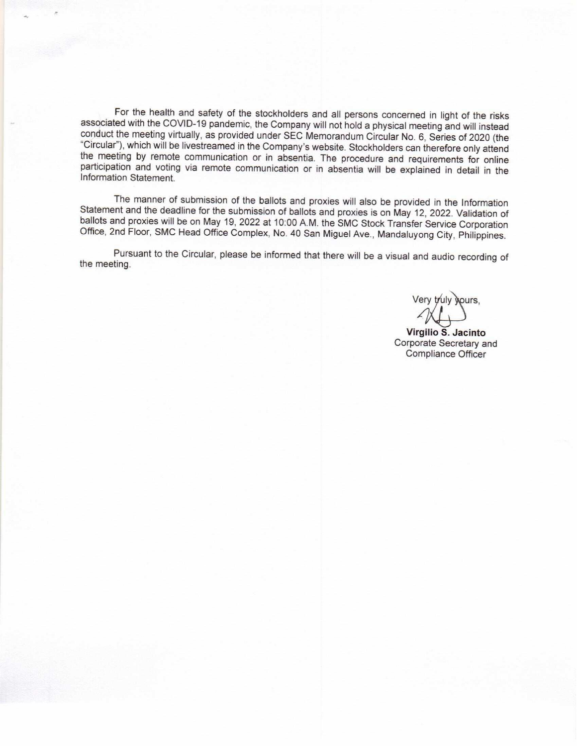For the health and safety of the stockholders and all persons concerned in light of the risks associated with the COVID-19 pandemic, the Company will not hold a physical meeting and will instead conduct the meeting virtually, as provided under SEC Memorandum Circular No. 6, Series of 2020 (the "Circular"), which will be livestreamed in the Company's website. Stockholders can therefore only attend the meeting by remote communication or in absentia. The procedure and requirements for online participation and voting via remote communication or in absentia will be explained in detail in the Information Statement.

The manner of submission of the ballots and proxies will also be provided in the Information Statement and the deadline for the submission of ballots and proxies is on May 12, 2022. Validation of ballots and proxies will be on May 19, 2022 at 10:00 A.M. the SMC Stock Transfer Service Corporation Office, 2nd Floor, SMC Head Office Complex, No. 40 San Miguel Ave., Mandaluyong City, Philippines.

Pursuant to the Circular, please be informed that there will be a visual and audio recording of the meeting.

Very truly yours,

**Virgilio S. Jacinto**
Corporate Secretary and
Compliance Officer